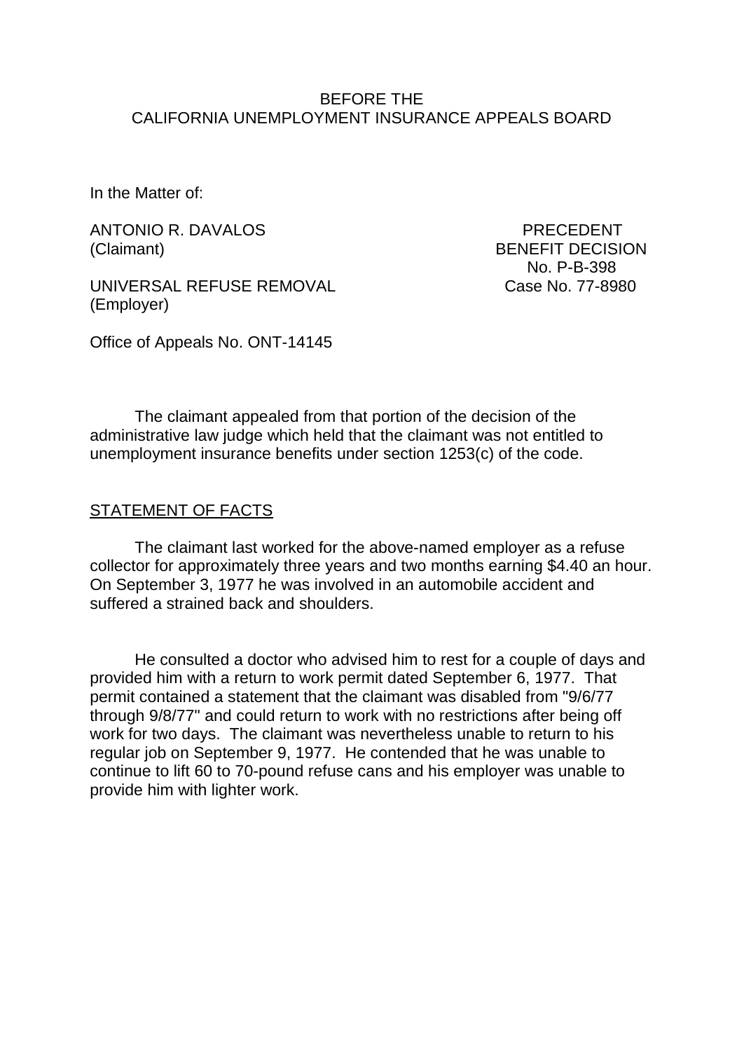BEFORE THE
CALIFORNIA UNEMPLOYMENT INSURANCE APPEALS BOARD

In the Matter of:

ANTONIO R. DAVALOS (Claimant)

UNIVERSAL REFUSE REMOVAL (Employer)

PRECEDENT BENEFIT DECISION
No. P-B-398
Case No. 77-8980

Office of Appeals No. ONT-14145

The claimant appealed from that portion of the decision of the administrative law judge which held that the claimant was not entitled to unemployment insurance benefits under section 1253(c) of the code.

STATEMENT OF FACTS

The claimant last worked for the above-named employer as a refuse collector for approximately three years and two months earning $4.40 an hour. On September 3, 1977 he was involved in an automobile accident and suffered a strained back and shoulders.

He consulted a doctor who advised him to rest for a couple of days and provided him with a return to work permit dated September 6, 1977. That permit contained a statement that the claimant was disabled from "9/6/77 through 9/8/77" and could return to work with no restrictions after being off work for two days. The claimant was nevertheless unable to return to his regular job on September 9, 1977. He contended that he was unable to continue to lift 60 to 70-pound refuse cans and his employer was unable to provide him with lighter work.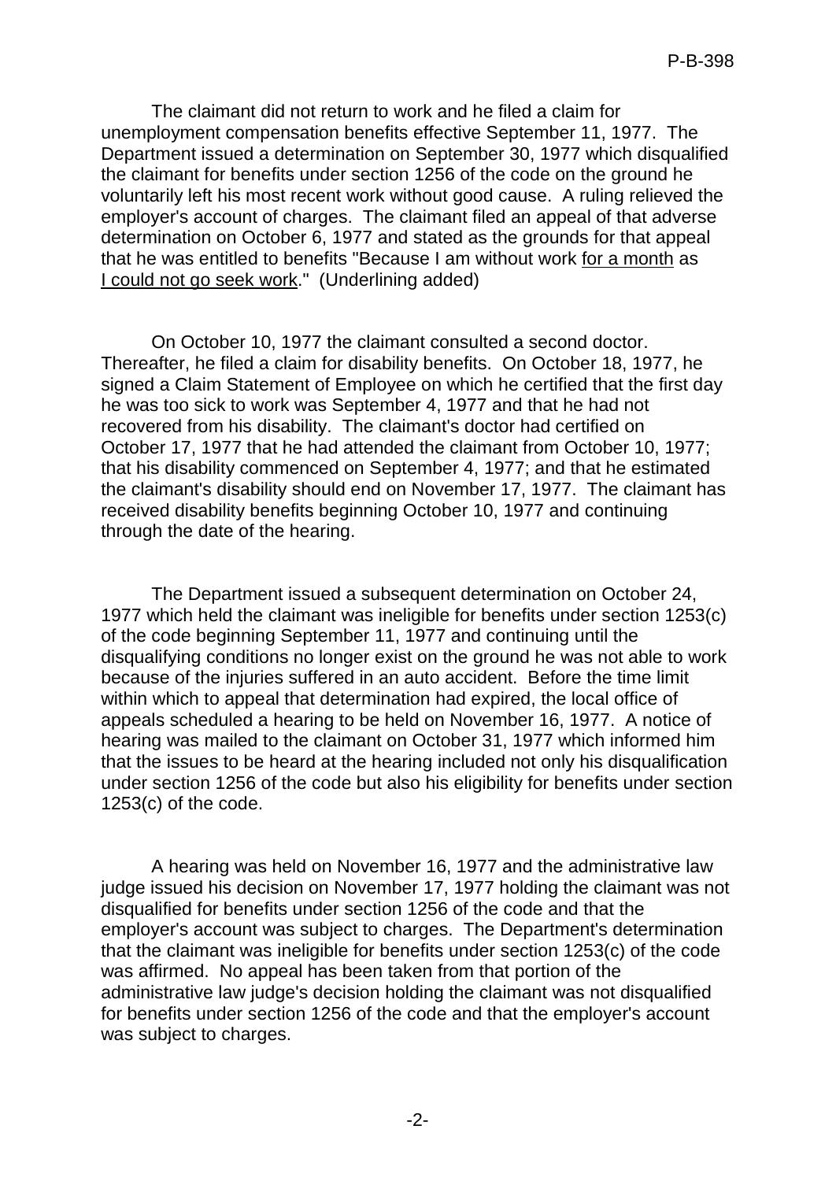The claimant did not return to work and he filed a claim for unemployment compensation benefits effective September 11, 1977. The Department issued a determination on September 30, 1977 which disqualified the claimant for benefits under section 1256 of the code on the ground he voluntarily left his most recent work without good cause. A ruling relieved the employer's account of charges. The claimant filed an appeal of that adverse determination on October 6, 1977 and stated as the grounds for that appeal that he was entitled to benefits "Because I am without work <u>for a month</u> as <u>I could not go seek work</u>." (Underlining added)

On October 10, 1977 the claimant consulted a second doctor. Thereafter, he filed a claim for disability benefits. On October 18, 1977, he signed a Claim Statement of Employee on which he certified that the first day he was too sick to work was September 4, 1977 and that he had not recovered from his disability. The claimant's doctor had certified on October 17, 1977 that he had attended the claimant from October 10, 1977; that his disability commenced on September 4, 1977; and that he estimated the claimant's disability should end on November 17, 1977. The claimant has received disability benefits beginning October 10, 1977 and continuing through the date of the hearing.

The Department issued a subsequent determination on October 24, 1977 which held the claimant was ineligible for benefits under section 1253(c) of the code beginning September 11, 1977 and continuing until the disqualifying conditions no longer exist on the ground he was not able to work because of the injuries suffered in an auto accident. Before the time limit within which to appeal that determination had expired, the local office of appeals scheduled a hearing to be held on November 16, 1977. A notice of hearing was mailed to the claimant on October 31, 1977 which informed him that the issues to be heard at the hearing included not only his disqualification under section 1256 of the code but also his eligibility for benefits under section 1253(c) of the code.

A hearing was held on November 16, 1977 and the administrative law judge issued his decision on November 17, 1977 holding the claimant was not disqualified for benefits under section 1256 of the code and that the employer's account was subject to charges. The Department's determination that the claimant was ineligible for benefits under section 1253(c) of the code was affirmed. No appeal has been taken from that portion of the administrative law judge's decision holding the claimant was not disqualified for benefits under section 1256 of the code and that the employer's account was subject to charges.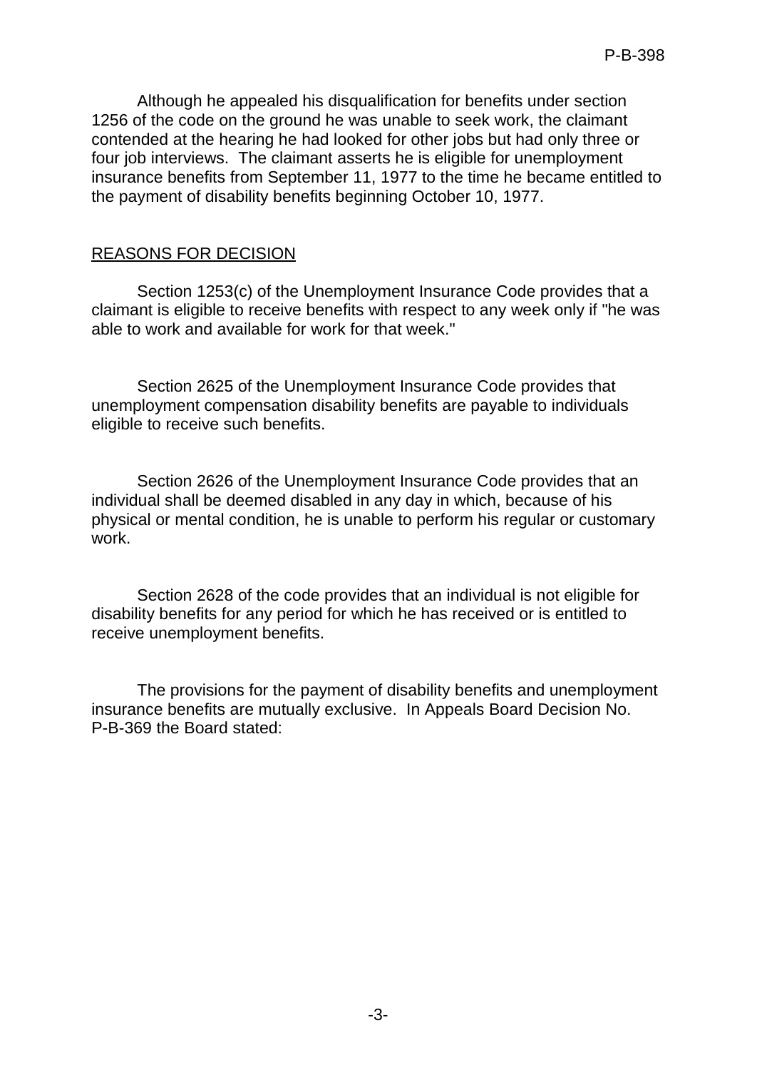Although he appealed his disqualification for benefits under section 1256 of the code on the ground he was unable to seek work, the claimant contended at the hearing he had looked for other jobs but had only three or four job interviews. The claimant asserts he is eligible for unemployment insurance benefits from September 11, 1977 to the time he became entitled to the payment of disability benefits beginning October 10, 1977.

## REASONS FOR DECISION

Section 1253(c) of the Unemployment Insurance Code provides that a claimant is eligible to receive benefits with respect to any week only if "he was able to work and available for work for that week."

Section 2625 of the Unemployment Insurance Code provides that unemployment compensation disability benefits are payable to individuals eligible to receive such benefits.

Section 2626 of the Unemployment Insurance Code provides that an individual shall be deemed disabled in any day in which, because of his physical or mental condition, he is unable to perform his regular or customary work.

Section 2628 of the code provides that an individual is not eligible for disability benefits for any period for which he has received or is entitled to receive unemployment benefits.

The provisions for the payment of disability benefits and unemployment insurance benefits are mutually exclusive. In Appeals Board Decision No. P-B-369 the Board stated: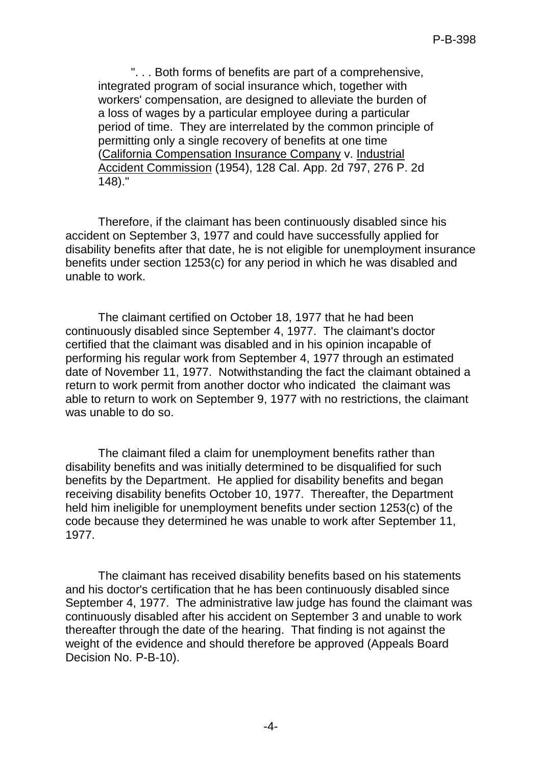> ". . . Both forms of benefits are part of a comprehensive, integrated program of social insurance which, together with workers' compensation, are designed to alleviate the burden of a loss of wages by a particular employee during a particular period of time. They are interrelated by the common principle of permitting only a single recovery of benefits at one time (California Compensation Insurance Company v. Industrial Accident Commission (1954), 128 Cal. App. 2d 797, 276 P. 2d 148)."

Therefore, if the claimant has been continuously disabled since his accident on September 3, 1977 and could have successfully applied for disability benefits after that date, he is not eligible for unemployment insurance benefits under section 1253(c) for any period in which he was disabled and unable to work.

The claimant certified on October 18, 1977 that he had been continuously disabled since September 4, 1977. The claimant's doctor certified that the claimant was disabled and in his opinion incapable of performing his regular work from September 4, 1977 through an estimated date of November 11, 1977. Notwithstanding the fact the claimant obtained a return to work permit from another doctor who indicated the claimant was able to return to work on September 9, 1977 with no restrictions, the claimant was unable to do so.

The claimant filed a claim for unemployment benefits rather than disability benefits and was initially determined to be disqualified for such benefits by the Department. He applied for disability benefits and began receiving disability benefits October 10, 1977. Thereafter, the Department held him ineligible for unemployment benefits under section 1253(c) of the code because they determined he was unable to work after September 11, 1977.

The claimant has received disability benefits based on his statements and his doctor's certification that he has been continuously disabled since September 4, 1977. The administrative law judge has found the claimant was continuously disabled after his accident on September 3 and unable to work thereafter through the date of the hearing. That finding is not against the weight of the evidence and should therefore be approved (Appeals Board Decision No. P-B-10).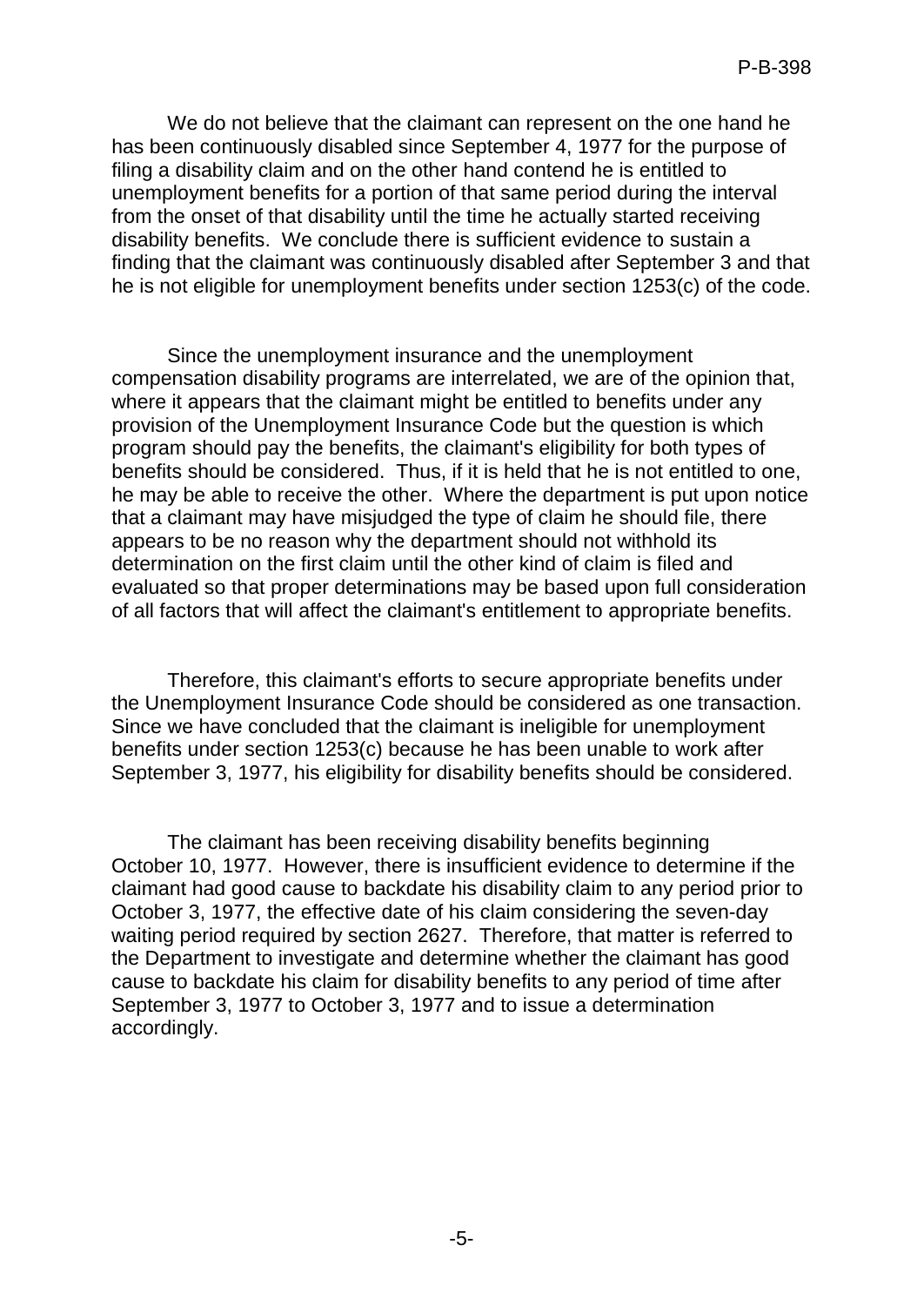We do not believe that the claimant can represent on the one hand he has been continuously disabled since September 4, 1977 for the purpose of filing a disability claim and on the other hand contend he is entitled to unemployment benefits for a portion of that same period during the interval from the onset of that disability until the time he actually started receiving disability benefits. We conclude there is sufficient evidence to sustain a finding that the claimant was continuously disabled after September 3 and that he is not eligible for unemployment benefits under section 1253(c) of the code.

Since the unemployment insurance and the unemployment compensation disability programs are interrelated, we are of the opinion that, where it appears that the claimant might be entitled to benefits under any provision of the Unemployment Insurance Code but the question is which program should pay the benefits, the claimant's eligibility for both types of benefits should be considered. Thus, if it is held that he is not entitled to one, he may be able to receive the other. Where the department is put upon notice that a claimant may have misjudged the type of claim he should file, there appears to be no reason why the department should not withhold its determination on the first claim until the other kind of claim is filed and evaluated so that proper determinations may be based upon full consideration of all factors that will affect the claimant's entitlement to appropriate benefits.

Therefore, this claimant's efforts to secure appropriate benefits under the Unemployment Insurance Code should be considered as one transaction. Since we have concluded that the claimant is ineligible for unemployment benefits under section 1253(c) because he has been unable to work after September 3, 1977, his eligibility for disability benefits should be considered.

The claimant has been receiving disability benefits beginning October 10, 1977. However, there is insufficient evidence to determine if the claimant had good cause to backdate his disability claim to any period prior to October 3, 1977, the effective date of his claim considering the seven-day waiting period required by section 2627. Therefore, that matter is referred to the Department to investigate and determine whether the claimant has good cause to backdate his claim for disability benefits to any period of time after September 3, 1977 to October 3, 1977 and to issue a determination accordingly.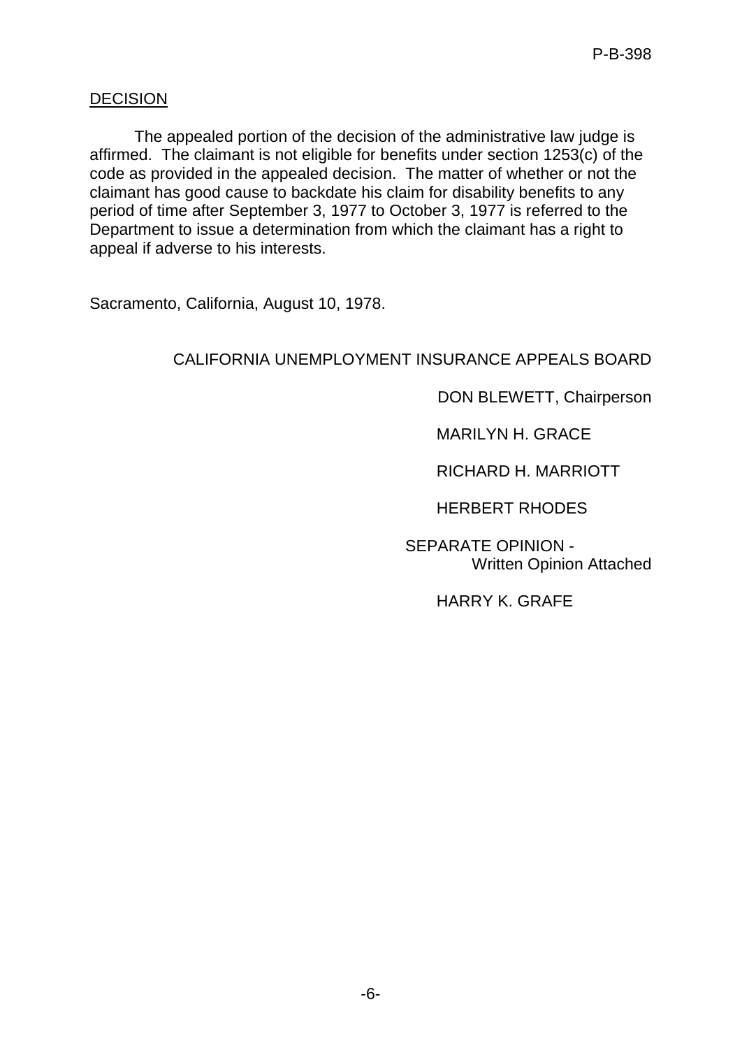## DECISION

The appealed portion of the decision of the administrative law judge is affirmed. The claimant is not eligible for benefits under section 1253(c) of the code as provided in the appealed decision. The matter of whether or not the claimant has good cause to backdate his claim for disability benefits to any period of time after September 3, 1977 to October 3, 1977 is referred to the Department to issue a determination from which the claimant has a right to appeal if adverse to his interests.

Sacramento, California, August 10, 1978.

CALIFORNIA UNEMPLOYMENT INSURANCE APPEALS BOARD

DON BLEWETT, Chairperson

MARILYN H. GRACE

RICHARD H. MARRIOTT

HERBERT RHODES

SEPARATE OPINION - Written Opinion Attached

HARRY K. GRAFE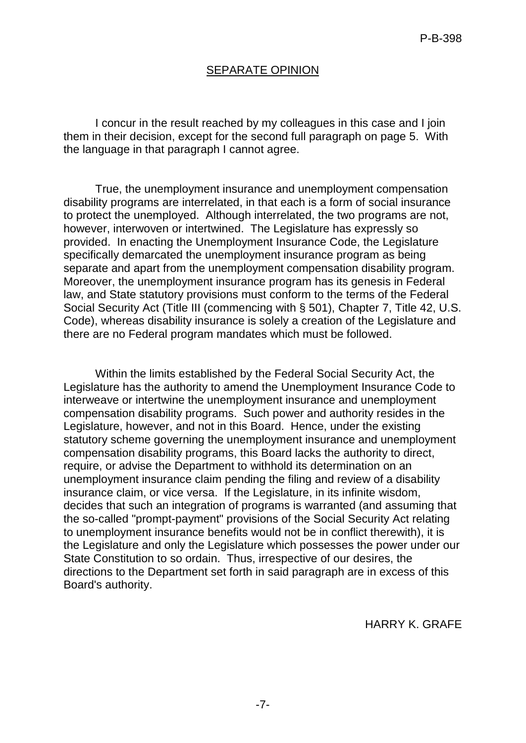## SEPARATE OPINION

I concur in the result reached by my colleagues in this case and I join them in their decision, except for the second full paragraph on page 5. With the language in that paragraph I cannot agree.

True, the unemployment insurance and unemployment compensation disability programs are interrelated, in that each is a form of social insurance to protect the unemployed. Although interrelated, the two programs are not, however, interwoven or intertwined. The Legislature has expressly so provided. In enacting the Unemployment Insurance Code, the Legislature specifically demarcated the unemployment insurance program as being separate and apart from the unemployment compensation disability program. Moreover, the unemployment insurance program has its genesis in Federal law, and State statutory provisions must conform to the terms of the Federal Social Security Act (Title III (commencing with § 501), Chapter 7, Title 42, U.S. Code), whereas disability insurance is solely a creation of the Legislature and there are no Federal program mandates which must be followed.

Within the limits established by the Federal Social Security Act, the Legislature has the authority to amend the Unemployment Insurance Code to interweave or intertwine the unemployment insurance and unemployment compensation disability programs. Such power and authority resides in the Legislature, however, and not in this Board. Hence, under the existing statutory scheme governing the unemployment insurance and unemployment compensation disability programs, this Board lacks the authority to direct, require, or advise the Department to withhold its determination on an unemployment insurance claim pending the filing and review of a disability insurance claim, or vice versa. If the Legislature, in its infinite wisdom, decides that such an integration of programs is warranted (and assuming that the so-called "prompt-payment" provisions of the Social Security Act relating to unemployment insurance benefits would not be in conflict therewith), it is the Legislature and only the Legislature which possesses the power under our State Constitution to so ordain. Thus, irrespective of our desires, the directions to the Department set forth in said paragraph are in excess of this Board's authority.

HARRY K. GRAFE